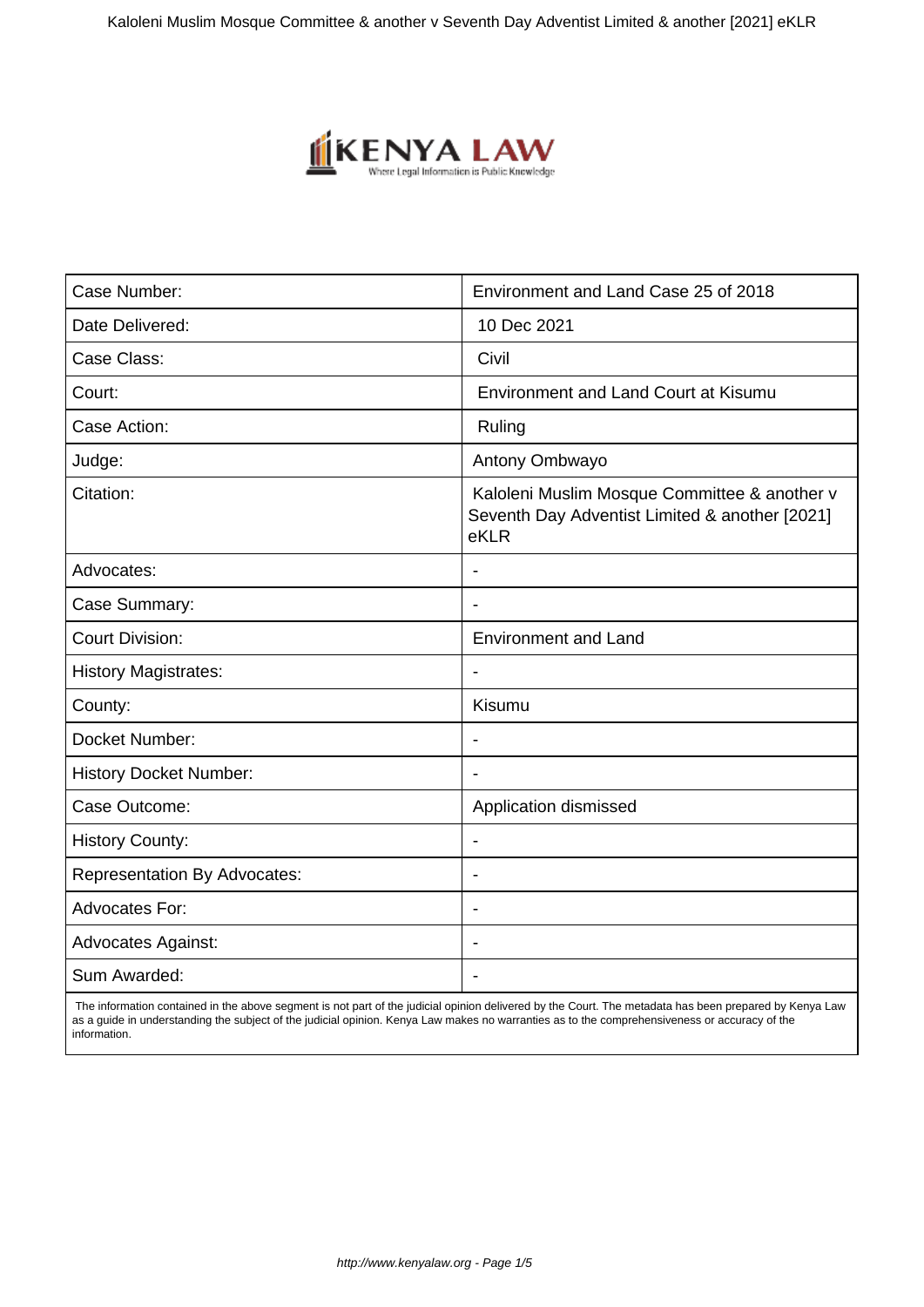| Case Number: | Environment and Land Case 25 of 2018 |
|---|---|
| Date Delivered: | 10 Dec 2021 |
| Case Class: | Civil |
| Court: | Environment and Land Court at Kisumu |
| Case Action: | Ruling |
| Judge: | Antony Ombwayo |
| Citation: | Kaloleni Muslim Mosque Committee & another v Seventh Day Adventist Limited & another [2021] eKLR |
| Advocates: | - |
| Case Summary: | - |
| Court Division: | Environment and Land |
| History Magistrates: | - |
| County: | Kisumu |
| Docket Number: | - |
| History Docket Number: | - |
| Case Outcome: | Application dismissed |
| History County: | - |
| Representation By Advocates: | - |
| Advocates For: | - |
| Advocates Against: | - |
| Sum Awarded: | - |

The information contained in the above segment is not part of the judicial opinion delivered by the Court. The metadata has been prepared by Kenya Law as a guide in understanding the subject of the judicial opinion. Kenya Law makes no warranties as to the comprehensiveness or accuracy of the information.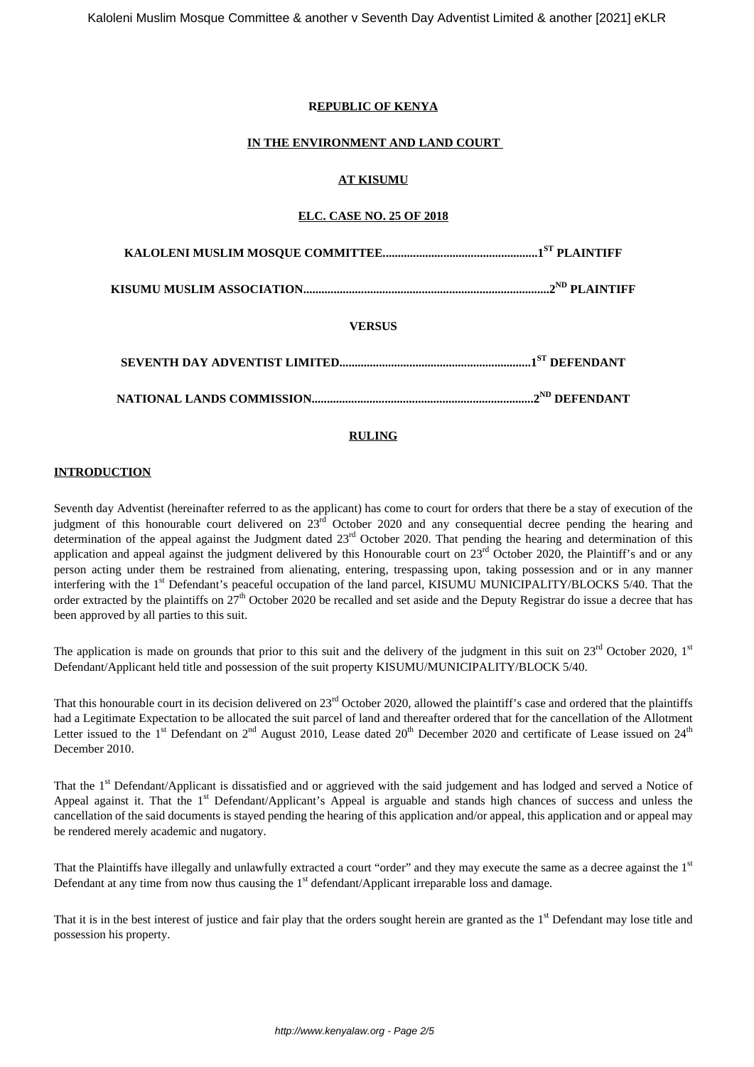**REPUBLIC OF KENYA**

**IN THE ENVIRONMENT AND LAND COURT**

**AT KISUMU**

**ELC. CASE NO. 25 OF 2018**

**KALOLENI MUSLIM MOSQUE COMMITTEE..................................................1ST PLAINTIFF**

**KISUMU MUSLIM ASSOCIATION.................................................................................2ND PLAINTIFF**

**VERSUS**

**SEVENTH DAY ADVENTIST LIMITED..............................................................1ST DEFENDANT**

**NATIONAL LANDS COMMISSION........................................................................2ND DEFENDANT**

**RULING**

**INTRODUCTION**

Seventh day Adventist (hereinafter referred to as the applicant) has come to court for orders that there be a stay of execution of the judgment of this honourable court delivered on 23rd October 2020 and any consequential decree pending the hearing and determination of the appeal against the Judgment dated 23rd October 2020. That pending the hearing and determination of this application and appeal against the judgment delivered by this Honourable court on 23rd October 2020, the Plaintiff's and or any person acting under them be restrained from alienating, entering, trespassing upon, taking possession and or in any manner interfering with the 1st Defendant's peaceful occupation of the land parcel, KISUMU MUNICIPALITY/BLOCKS 5/40. That the order extracted by the plaintiffs on 27th October 2020 be recalled and set aside and the Deputy Registrar do issue a decree that has been approved by all parties to this suit.

The application is made on grounds that prior to this suit and the delivery of the judgment in this suit on 23rd October 2020, 1st Defendant/Applicant held title and possession of the suit property KISUMU/MUNICIPALITY/BLOCK 5/40.

That this honourable court in its decision delivered on 23rd October 2020, allowed the plaintiff's case and ordered that the plaintiffs had a Legitimate Expectation to be allocated the suit parcel of land and thereafter ordered that for the cancellation of the Allotment Letter issued to the 1st Defendant on 2nd August 2010, Lease dated 20th December 2020 and certificate of Lease issued on 24th December 2010.

That the 1st Defendant/Applicant is dissatisfied and or aggrieved with the said judgement and has lodged and served a Notice of Appeal against it. That the 1st Defendant/Applicant's Appeal is arguable and stands high chances of success and unless the cancellation of the said documents is stayed pending the hearing of this application and/or appeal, this application and or appeal may be rendered merely academic and nugatory.

That the Plaintiffs have illegally and unlawfully extracted a court "order" and they may execute the same as a decree against the 1st Defendant at any time from now thus causing the 1st defendant/Applicant irreparable loss and damage.

That it is in the best interest of justice and fair play that the orders sought herein are granted as the 1st Defendant may lose title and possession his property.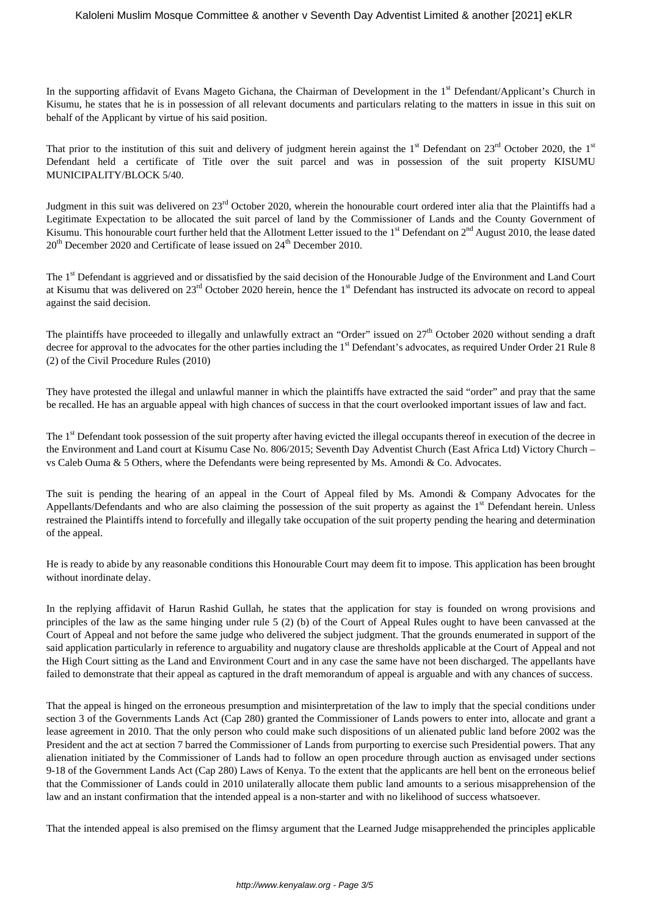In the supporting affidavit of Evans Mageto Gichana, the Chairman of Development in the 1st Defendant/Applicant's Church in Kisumu, he states that he is in possession of all relevant documents and particulars relating to the matters in issue in this suit on behalf of the Applicant by virtue of his said position.

That prior to the institution of this suit and delivery of judgment herein against the 1st Defendant on 23rd October 2020, the 1st Defendant held a certificate of Title over the suit parcel and was in possession of the suit property KISUMU MUNICIPALITY/BLOCK 5/40.

Judgment in this suit was delivered on 23rd October 2020, wherein the honourable court ordered inter alia that the Plaintiffs had a Legitimate Expectation to be allocated the suit parcel of land by the Commissioner of Lands and the County Government of Kisumu. This honourable court further held that the Allotment Letter issued to the 1st Defendant on 2nd August 2010, the lease dated 20th December 2020 and Certificate of lease issued on 24th December 2010.

The 1st Defendant is aggrieved and or dissatisfied by the said decision of the Honourable Judge of the Environment and Land Court at Kisumu that was delivered on 23rd October 2020 herein, hence the 1st Defendant has instructed its advocate on record to appeal against the said decision.

The plaintiffs have proceeded to illegally and unlawfully extract an "Order" issued on 27th October 2020 without sending a draft decree for approval to the advocates for the other parties including the 1st Defendant's advocates, as required Under Order 21 Rule 8 (2) of the Civil Procedure Rules (2010)

They have protested the illegal and unlawful manner in which the plaintiffs have extracted the said "order" and pray that the same be recalled. He has an arguable appeal with high chances of success in that the court overlooked important issues of law and fact.

The 1st Defendant took possession of the suit property after having evicted the illegal occupants thereof in execution of the decree in the Environment and Land court at Kisumu Case No. 806/2015; Seventh Day Adventist Church (East Africa Ltd) Victory Church – vs Caleb Ouma & 5 Others, where the Defendants were being represented by Ms. Amondi & Co. Advocates.

The suit is pending the hearing of an appeal in the Court of Appeal filed by Ms. Amondi & Company Advocates for the Appellants/Defendants and who are also claiming the possession of the suit property as against the 1st Defendant herein. Unless restrained the Plaintiffs intend to forcefully and illegally take occupation of the suit property pending the hearing and determination of the appeal.

He is ready to abide by any reasonable conditions this Honourable Court may deem fit to impose. This application has been brought without inordinate delay.

In the replying affidavit of Harun Rashid Gullah, he states that the application for stay is founded on wrong provisions and principles of the law as the same hinging under rule 5 (2) (b) of the Court of Appeal Rules ought to have been canvassed at the Court of Appeal and not before the same judge who delivered the subject judgment. That the grounds enumerated in support of the said application particularly in reference to arguability and nugatory clause are thresholds applicable at the Court of Appeal and not the High Court sitting as the Land and Environment Court and in any case the same have not been discharged. The appellants have failed to demonstrate that their appeal as captured in the draft memorandum of appeal is arguable and with any chances of success.

That the appeal is hinged on the erroneous presumption and misinterpretation of the law to imply that the special conditions under section 3 of the Governments Lands Act (Cap 280) granted the Commissioner of Lands powers to enter into, allocate and grant a lease agreement in 2010. That the only person who could make such dispositions of un alienated public land before 2002 was the President and the act at section 7 barred the Commissioner of Lands from purporting to exercise such Presidential powers. That any alienation initiated by the Commissioner of Lands had to follow an open procedure through auction as envisaged under sections 9-18 of the Government Lands Act (Cap 280) Laws of Kenya. To the extent that the applicants are hell bent on the erroneous belief that the Commissioner of Lands could in 2010 unilaterally allocate them public land amounts to a serious misapprehension of the law and an instant confirmation that the intended appeal is a non-starter and with no likelihood of success whatsoever.

That the intended appeal is also premised on the flimsy argument that the Learned Judge misapprehended the principles applicable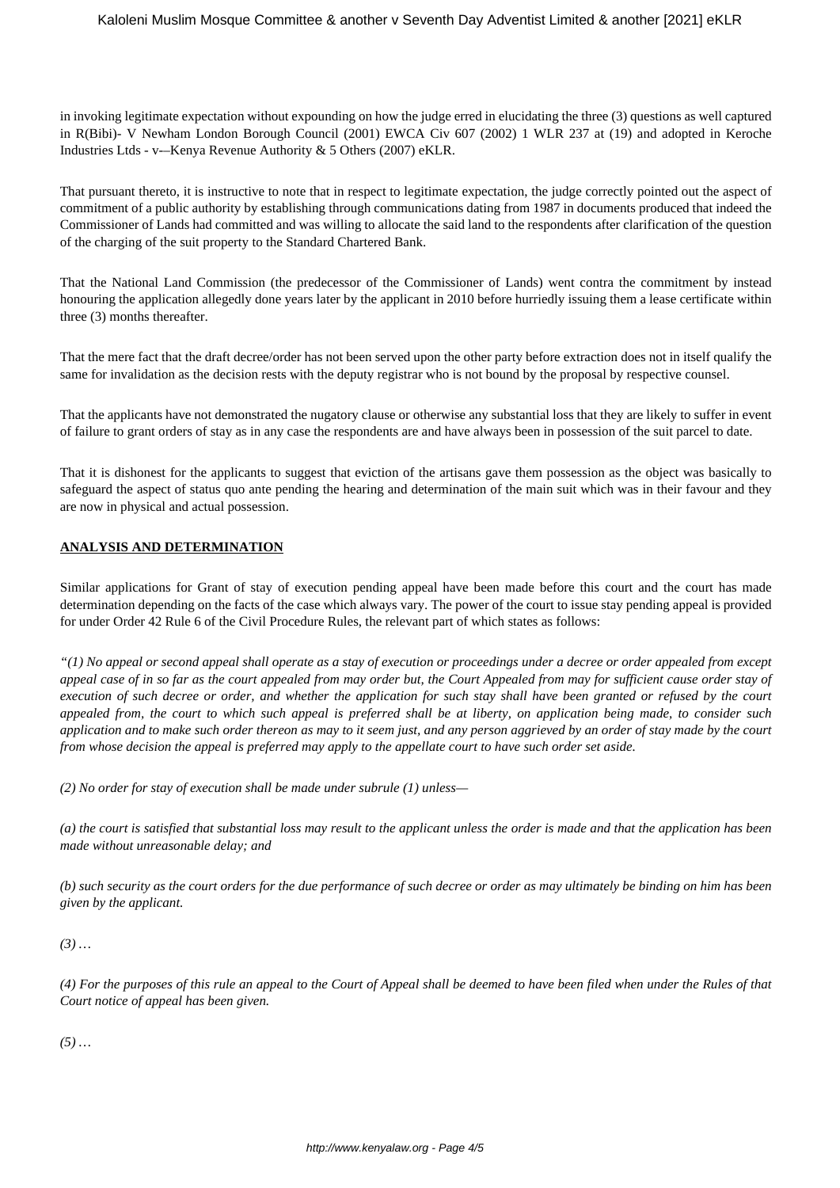in invoking legitimate expectation without expounding on how the judge erred in elucidating the three (3) questions as well captured in R(Bibi)- V Newham London Borough Council (2001) EWCA Civ 607 (2002) 1 WLR 237 at (19) and adopted in Keroche Industries Ltds - v-–Kenya Revenue Authority & 5 Others (2007) eKLR.

That pursuant thereto, it is instructive to note that in respect to legitimate expectation, the judge correctly pointed out the aspect of commitment of a public authority by establishing through communications dating from 1987 in documents produced that indeed the Commissioner of Lands had committed and was willing to allocate the said land to the respondents after clarification of the question of the charging of the suit property to the Standard Chartered Bank.

That the National Land Commission (the predecessor of the Commissioner of Lands) went contra the commitment by instead honouring the application allegedly done years later by the applicant in 2010 before hurriedly issuing them a lease certificate within three (3) months thereafter.

That the mere fact that the draft decree/order has not been served upon the other party before extraction does not in itself qualify the same for invalidation as the decision rests with the deputy registrar who is not bound by the proposal by respective counsel.

That the applicants have not demonstrated the nugatory clause or otherwise any substantial loss that they are likely to suffer in event of failure to grant orders of stay as in any case the respondents are and have always been in possession of the suit parcel to date.

That it is dishonest for the applicants to suggest that eviction of the artisans gave them possession as the object was basically to safeguard the aspect of status quo ante pending the hearing and determination of the main suit which was in their favour and they are now in physical and actual possession.

**ANALYSIS AND DETERMINATION**

Similar applications for Grant of stay of execution pending appeal have been made before this court and the court has made determination depending on the facts of the case which always vary. The power of the court to issue stay pending appeal is provided for under Order 42 Rule 6 of the Civil Procedure Rules, the relevant part of which states as follows:

*"(1) No appeal or second appeal shall operate as a stay of execution or proceedings under a decree or order appealed from except appeal case of in so far as the court appealed from may order but, the Court Appealed from may for sufficient cause order stay of execution of such decree or order, and whether the application for such stay shall have been granted or refused by the court appealed from, the court to which such appeal is preferred shall be at liberty, on application being made, to consider such application and to make such order thereon as may to it seem just, and any person aggrieved by an order of stay made by the court from whose decision the appeal is preferred may apply to the appellate court to have such order set aside.*

*(2) No order for stay of execution shall be made under subrule (1) unless—*

*(a) the court is satisfied that substantial loss may result to the applicant unless the order is made and that the application has been made without unreasonable delay; and*

*(b) such security as the court orders for the due performance of such decree or order as may ultimately be binding on him has been given by the applicant.*

*(3) …*

*(4) For the purposes of this rule an appeal to the Court of Appeal shall be deemed to have been filed when under the Rules of that Court notice of appeal has been given.*

*(5) …*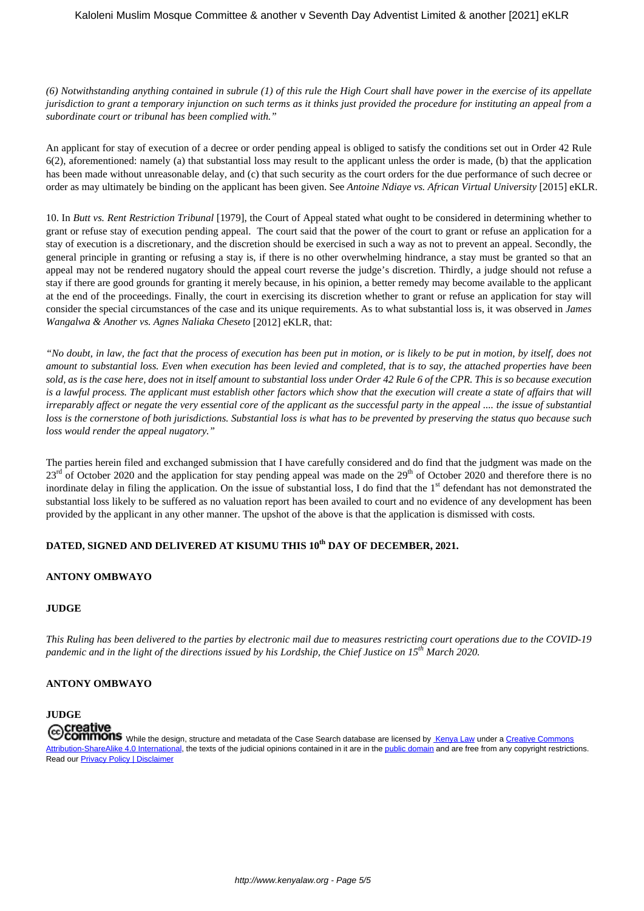*(6) Notwithstanding anything contained in subrule (1) of this rule the High Court shall have power in the exercise of its appellate jurisdiction to grant a temporary injunction on such terms as it thinks just provided the procedure for instituting an appeal from a subordinate court or tribunal has been complied with."*

An applicant for stay of execution of a decree or order pending appeal is obliged to satisfy the conditions set out in Order 42 Rule 6(2), aforementioned: namely (a) that substantial loss may result to the applicant unless the order is made, (b) that the application has been made without unreasonable delay, and (c) that such security as the court orders for the due performance of such decree or order as may ultimately be binding on the applicant has been given. See *Antoine Ndiaye vs. African Virtual University* [2015] eKLR.

10. In *Butt vs. Rent Restriction Tribunal* [1979], the Court of Appeal stated what ought to be considered in determining whether to grant or refuse stay of execution pending appeal. The court said that the power of the court to grant or refuse an application for a stay of execution is a discretionary, and the discretion should be exercised in such a way as not to prevent an appeal. Secondly, the general principle in granting or refusing a stay is, if there is no other overwhelming hindrance, a stay must be granted so that an appeal may not be rendered nugatory should the appeal court reverse the judge's discretion. Thirdly, a judge should not refuse a stay if there are good grounds for granting it merely because, in his opinion, a better remedy may become available to the applicant at the end of the proceedings. Finally, the court in exercising its discretion whether to grant or refuse an application for stay will consider the special circumstances of the case and its unique requirements. As to what substantial loss is, it was observed in *James Wangalwa & Another vs. Agnes Naliaka Cheseto* [2012] eKLR, that:

*"No doubt, in law, the fact that the process of execution has been put in motion, or is likely to be put in motion, by itself, does not amount to substantial loss. Even when execution has been levied and completed, that is to say, the attached properties have been sold, as is the case here, does not in itself amount to substantial loss under Order 42 Rule 6 of the CPR. This is so because execution is a lawful process. The applicant must establish other factors which show that the execution will create a state of affairs that will irreparably affect or negate the very essential core of the applicant as the successful party in the appeal .... the issue of substantial loss is the cornerstone of both jurisdictions. Substantial loss is what has to be prevented by preserving the status quo because such loss would render the appeal nugatory."*

The parties herein filed and exchanged submission that I have carefully considered and do find that the judgment was made on the 23rd of October 2020 and the application for stay pending appeal was made on the 29th of October 2020 and therefore there is no inordinate delay in filing the application. On the issue of substantial loss, I do find that the 1st defendant has not demonstrated the substantial loss likely to be suffered as no valuation report has been availed to court and no evidence of any development has been provided by the applicant in any other manner. The upshot of the above is that the application is dismissed with costs.

**DATED, SIGNED AND DELIVERED AT KISUMU THIS 10th DAY OF DECEMBER, 2021.**

**ANTONY OMBWAYO**

**JUDGE**

*This Ruling has been delivered to the parties by electronic mail due to measures restricting court operations due to the COVID-19 pandemic and in the light of the directions issued by his Lordship, the Chief Justice on 15th March 2020.*

**ANTONY OMBWAYO**

**JUDGE**

While the design, structure and metadata of the Case Search database are licensed by Kenya Law under a Creative Commons Attribution-ShareAlike 4.0 International, the texts of the judicial opinions contained in it are in the public domain and are free from any copyright restrictions. Read our Privacy Policy | Disclaimer